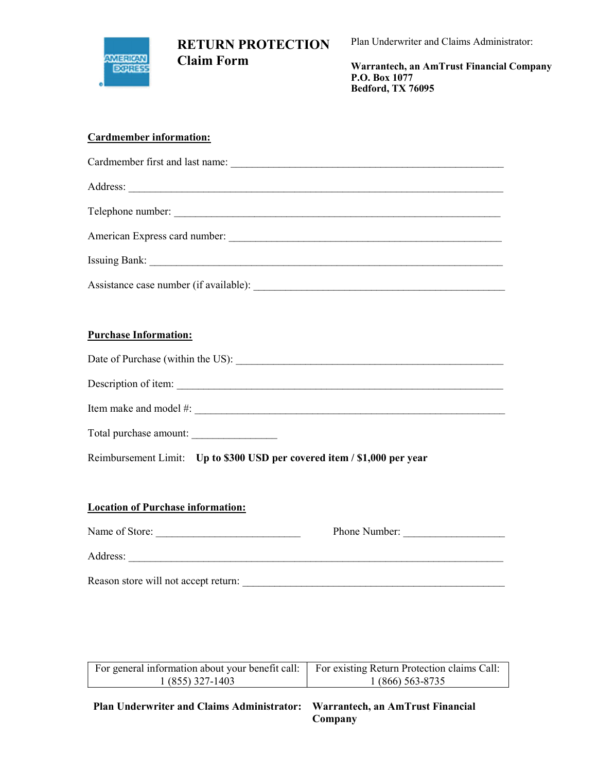# RETURN PROTECTION Claim Form

Plan Underwriter and Claims Administrator:

**Warrantech, an AmTrust Financial Company**
**P.O. Box 1077**
**Bedford, TX 76095**

**Cardmember information:**

Cardmember first and last name: ____________________________________________________

Address: ____________________________________________________________________

Telephone number: ____________________________________________________________

American Express card number: __________________________________________________

Issuing Bank: _________________________________________________________________

Assistance case number (if available): ______________________________________________

**Purchase Information:**

Date of Purchase (within the US): _________________________________________________

Description of item: ___________________________________________________________

Item make and model #: ________________________________________________________

Total purchase amount: _______________

Reimbursement Limit: **Up to $300 USD per covered item / $1,000 per year**

**Location of Purchase information:**

Name of Store: __________________________ Phone Number: __________________

Address: ____________________________________________________________________

Reason store will not accept return: _______________________________________________

| For general information about your benefit call: 1 (855) 327-1403 | For existing Return Protection claims Call: 1 (866) 563-8735 |
|---|---|

**Plan Underwriter and Claims Administrator: Warrantech, an AmTrust Financial Company**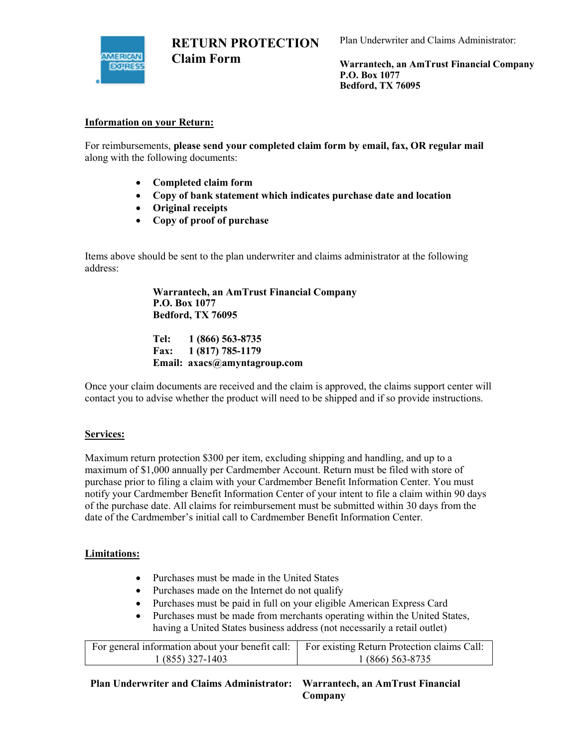# RETURN PROTECTION
## Claim Form

Plan Underwriter and Claims Administrator:

**Warrantech, an AmTrust Financial Company**
**P.O. Box 1077**
**Bedford, TX 76095**

### Information on your Return:

For reimbursements, **please send your completed claim form by email, fax, OR regular mail** along with the following documents:

- **Completed claim form**
- **Copy of bank statement which indicates purchase date and location**
- **Original receipts**
- **Copy of proof of purchase**

Items above should be sent to the plan underwriter and claims administrator at the following address:

**Warrantech, an AmTrust Financial Company**
**P.O. Box 1077**
**Bedford, TX 76095**

**Tel: 1 (866) 563-8735**
**Fax: 1 (817) 785-1179**
**Email: axacs@amyntagroup.com**

Once your claim documents are received and the claim is approved, the claims support center will contact you to advise whether the product will need to be shipped and if so provide instructions.

### Services:

Maximum return protection $300 per item, excluding shipping and handling, and up to a maximum of $1,000 annually per Cardmember Account. Return must be filed with store of purchase prior to filing a claim with your Cardmember Benefit Information Center. You must notify your Cardmember Benefit Information Center of your intent to file a claim within 90 days of the purchase date. All claims for reimbursement must be submitted within 30 days from the date of the Cardmember's initial call to Cardmember Benefit Information Center.

### Limitations:

- Purchases must be made in the United States
- Purchases made on the Internet do not qualify
- Purchases must be paid in full on your eligible American Express Card
- Purchases must be made from merchants operating within the United States, having a United States business address (not necessarily a retail outlet)

| For general information about your benefit call: 1 (855) 327-1403 | For existing Return Protection claims Call: 1 (866) 563-8735 |
|---|---|

**Plan Underwriter and Claims Administrator: Warrantech, an AmTrust Financial Company**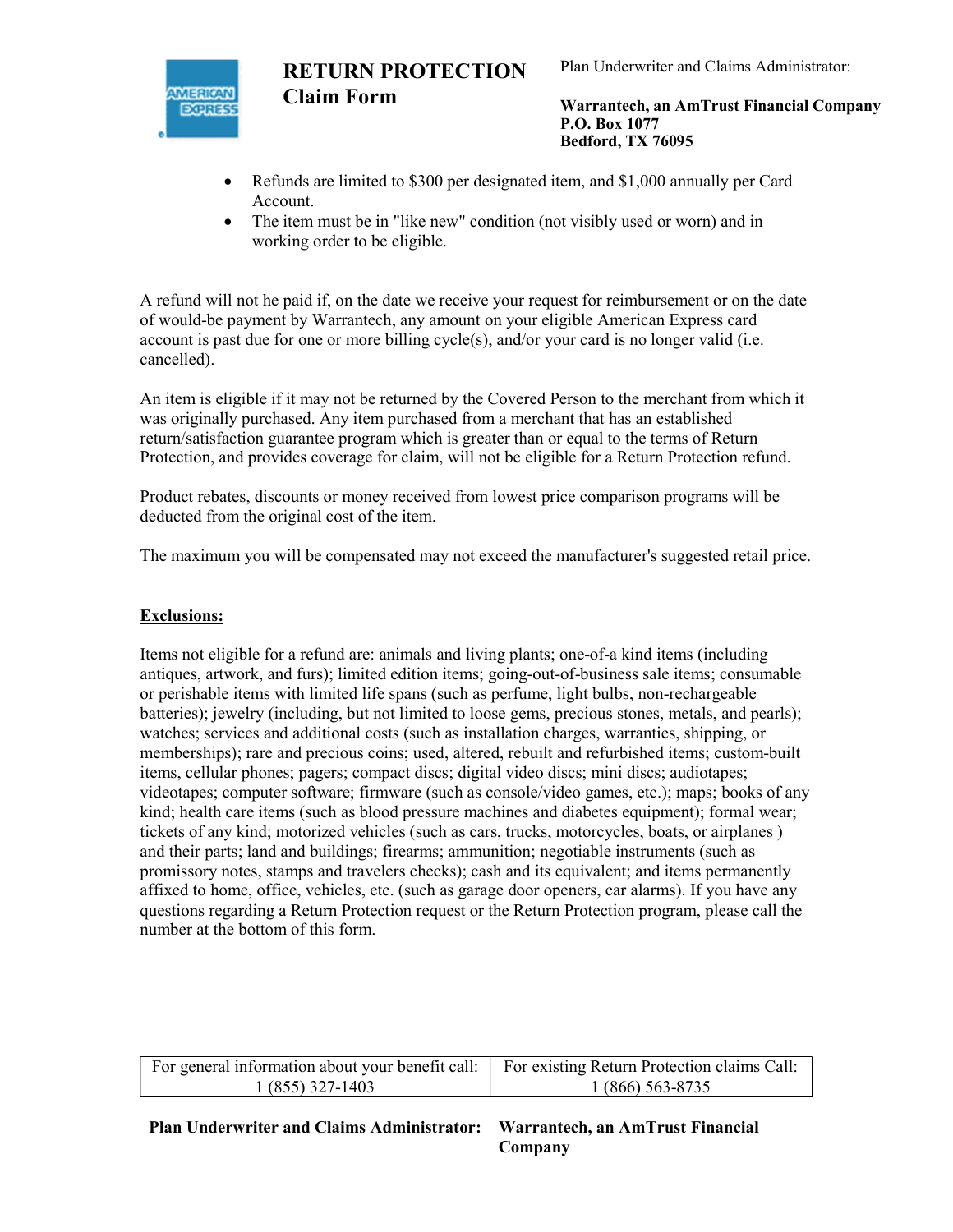# RETURN PROTECTION Claim Form

Plan Underwriter and Claims Administrator:

**Warrantech, an AmTrust Financial Company**
**P.O. Box 1077**
**Bedford, TX 76095**

- Refunds are limited to $300 per designated item, and $1,000 annually per Card Account.
- The item must be in "like new" condition (not visibly used or worn) and in working order to be eligible.

A refund will not he paid if, on the date we receive your request for reimbursement or on the date of would-be payment by Warrantech, any amount on your eligible American Express card account is past due for one or more billing cycle(s), and/or your card is no longer valid (i.e. cancelled).

An item is eligible if it may not be returned by the Covered Person to the merchant from which it was originally purchased. Any item purchased from a merchant that has an established return/satisfaction guarantee program which is greater than or equal to the terms of Return Protection, and provides coverage for claim, will not be eligible for a Return Protection refund.

Product rebates, discounts or money received from lowest price comparison programs will be deducted from the original cost of the item.

The maximum you will be compensated may not exceed the manufacturer's suggested retail price.

## Exclusions:

Items not eligible for a refund are: animals and living plants; one-of-a kind items (including antiques, artwork, and furs); limited edition items; going-out-of-business sale items; consumable or perishable items with limited life spans (such as perfume, light bulbs, non-rechargeable batteries); jewelry (including, but not limited to loose gems, precious stones, metals, and pearls); watches; services and additional costs (such as installation charges, warranties, shipping, or memberships); rare and precious coins; used, altered, rebuilt and refurbished items; custom-built items, cellular phones; pagers; compact discs; digital video discs; mini discs; audiotapes; videotapes; computer software; firmware (such as console/video games, etc.); maps; books of any kind; health care items (such as blood pressure machines and diabetes equipment); formal wear; tickets of any kind; motorized vehicles (such as cars, trucks, motorcycles, boats, or airplanes ) and their parts; land and buildings; firearms; ammunition; negotiable instruments (such as promissory notes, stamps and travelers checks); cash and its equivalent; and items permanently affixed to home, office, vehicles, etc. (such as garage door openers, car alarms). If you have any questions regarding a Return Protection request or the Return Protection program, please call the number at the bottom of this form.

| For general information about your benefit call: 1 (855) 327-1403 | For existing Return Protection claims Call: 1 (866) 563-8735 |
|---|---|

**Plan Underwriter and Claims Administrator: Warrantech, an AmTrust Financial Company**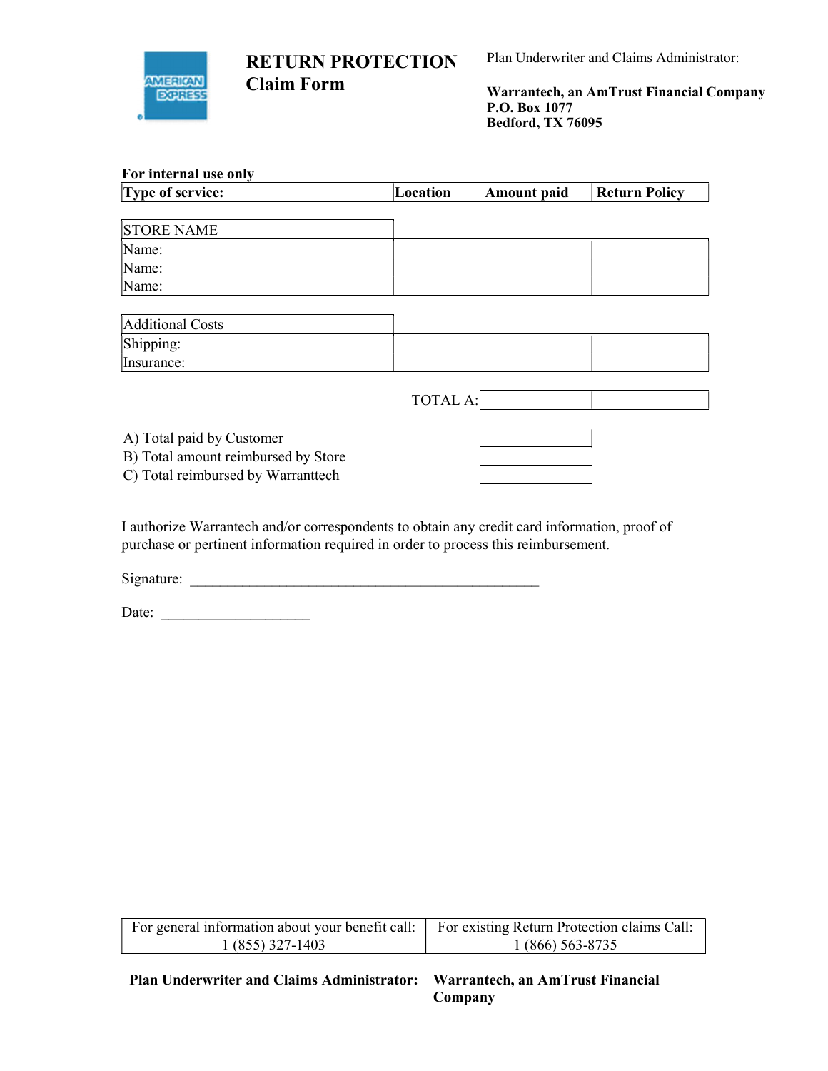# RETURN PROTECTION Claim Form

Plan Underwriter and Claims Administrator:

**Warrantech, an AmTrust Financial Company**
**P.O. Box 1077**
**Bedford, TX 76095**

**For internal use only**

| **Type of service:** | **Location** | **Amount paid** | **Return Policy** |
|---|---|---|---|
| STORE NAME | | | |
| Name:<br>Name:<br>Name: | | | |
| Additional Costs | | | |
| Shipping:<br>Insurance: | | | |
| | TOTAL A: | | |

| | |
|---|---|
| A) Total paid by Customer | |
| B) Total amount reimbursed by Store | |
| C) Total reimbursed by Warranttech | |

I authorize Warrantech and/or correspondents to obtain any credit card information, proof of purchase or pertinent information required in order to process this reimbursement.

Signature: ______________________________________________

Date: ____________________

| For general information about your benefit call: 1 (855) 327-1403 | For existing Return Protection claims Call: 1 (866) 563-8735 |
|---|---|

**Plan Underwriter and Claims Administrator: Warrantech, an AmTrust Financial Company**